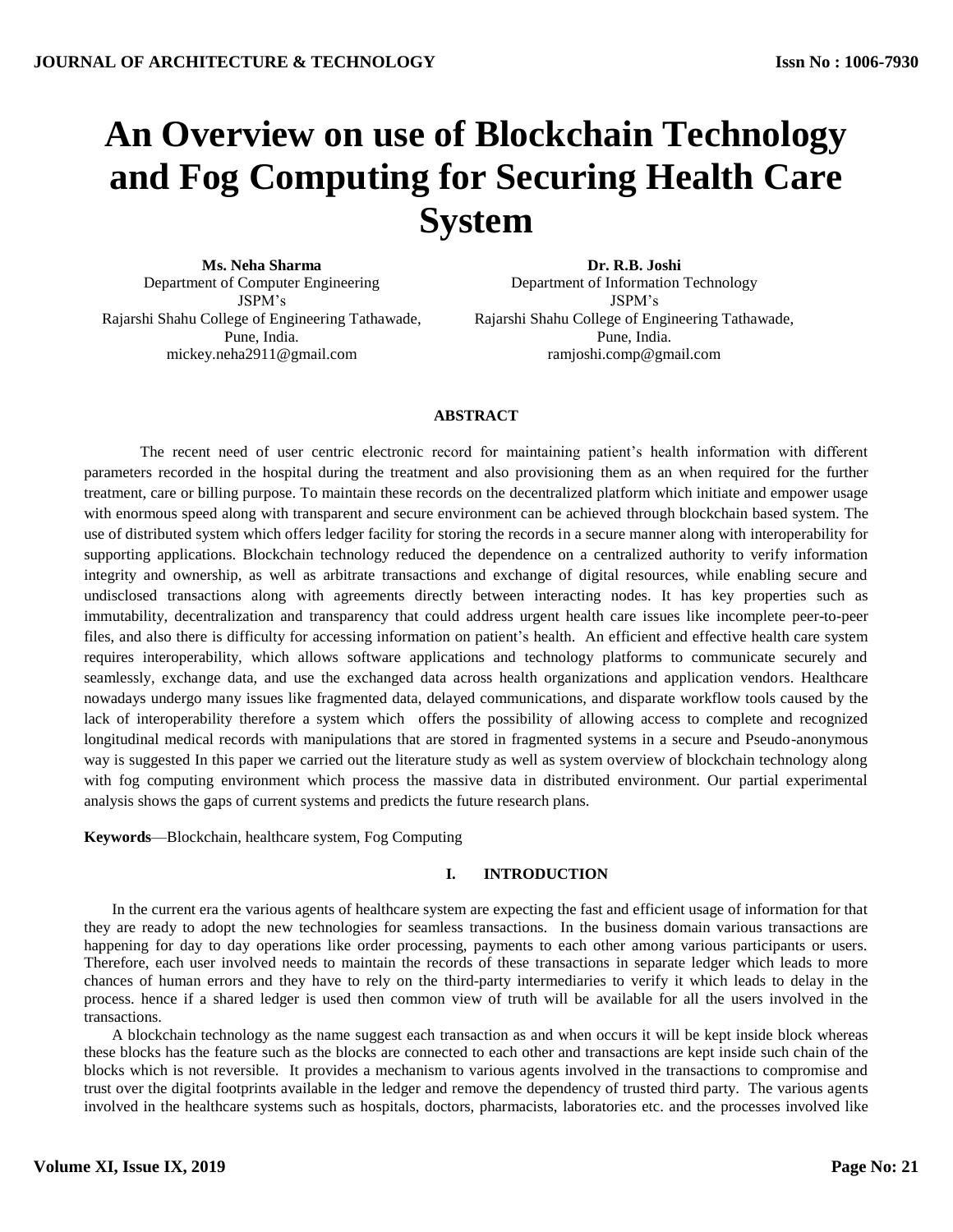# An Overview on use of Blockchain Technology and Fog Computing for Securing Health Care System

**Ms. Neha Sharma**
Department of Computer Engineering
JSPM's
Rajarshi Shahu College of Engineering Tathawade,
Pune, India.
mickey.neha2911@gmail.com

**Dr. R.B. Joshi**
Department of Information Technology
JSPM's
Rajarshi Shahu College of Engineering Tathawade,
Pune, India.
ramjoshi.comp@gmail.com

### ABSTRACT

The recent need of user centric electronic record for maintaining patient's health information with different parameters recorded in the hospital during the treatment and also provisioning them as an when required for the further treatment, care or billing purpose. To maintain these records on the decentralized platform which initiate and empower usage with enormous speed along with transparent and secure environment can be achieved through blockchain based system. The use of distributed system which offers ledger facility for storing the records in a secure manner along with interoperability for supporting applications. Blockchain technology reduced the dependence on a centralized authority to verify information integrity and ownership, as well as arbitrate transactions and exchange of digital resources, while enabling secure and undisclosed transactions along with agreements directly between interacting nodes. It has key properties such as immutability, decentralization and transparency that could address urgent health care issues like incomplete peer-to-peer files, and also there is difficulty for accessing information on patient's health. An efficient and effective health care system requires interoperability, which allows software applications and technology platforms to communicate securely and seamlessly, exchange data, and use the exchanged data across health organizations and application vendors. Healthcare nowadays undergo many issues like fragmented data, delayed communications, and disparate workflow tools caused by the lack of interoperability therefore a system which offers the possibility of allowing access to complete and recognized longitudinal medical records with manipulations that are stored in fragmented systems in a secure and Pseudo-anonymous way is suggested In this paper we carried out the literature study as well as system overview of blockchain technology along with fog computing environment which process the massive data in distributed environment. Our partial experimental analysis shows the gaps of current systems and predicts the future research plans.

**Keywords**—Blockchain, healthcare system, Fog Computing

## I. INTRODUCTION

In the current era the various agents of healthcare system are expecting the fast and efficient usage of information for that they are ready to adopt the new technologies for seamless transactions. In the business domain various transactions are happening for day to day operations like order processing, payments to each other among various participants or users. Therefore, each user involved needs to maintain the records of these transactions in separate ledger which leads to more chances of human errors and they have to rely on the third-party intermediaries to verify it which leads to delay in the process. hence if a shared ledger is used then common view of truth will be available for all the users involved in the transactions.

A blockchain technology as the name suggest each transaction as and when occurs it will be kept inside block whereas these blocks has the feature such as the blocks are connected to each other and transactions are kept inside such chain of the blocks which is not reversible. It provides a mechanism to various agents involved in the transactions to compromise and trust over the digital footprints available in the ledger and remove the dependency of trusted third party. The various agents involved in the healthcare systems such as hospitals, doctors, pharmacists, laboratories etc. and the processes involved like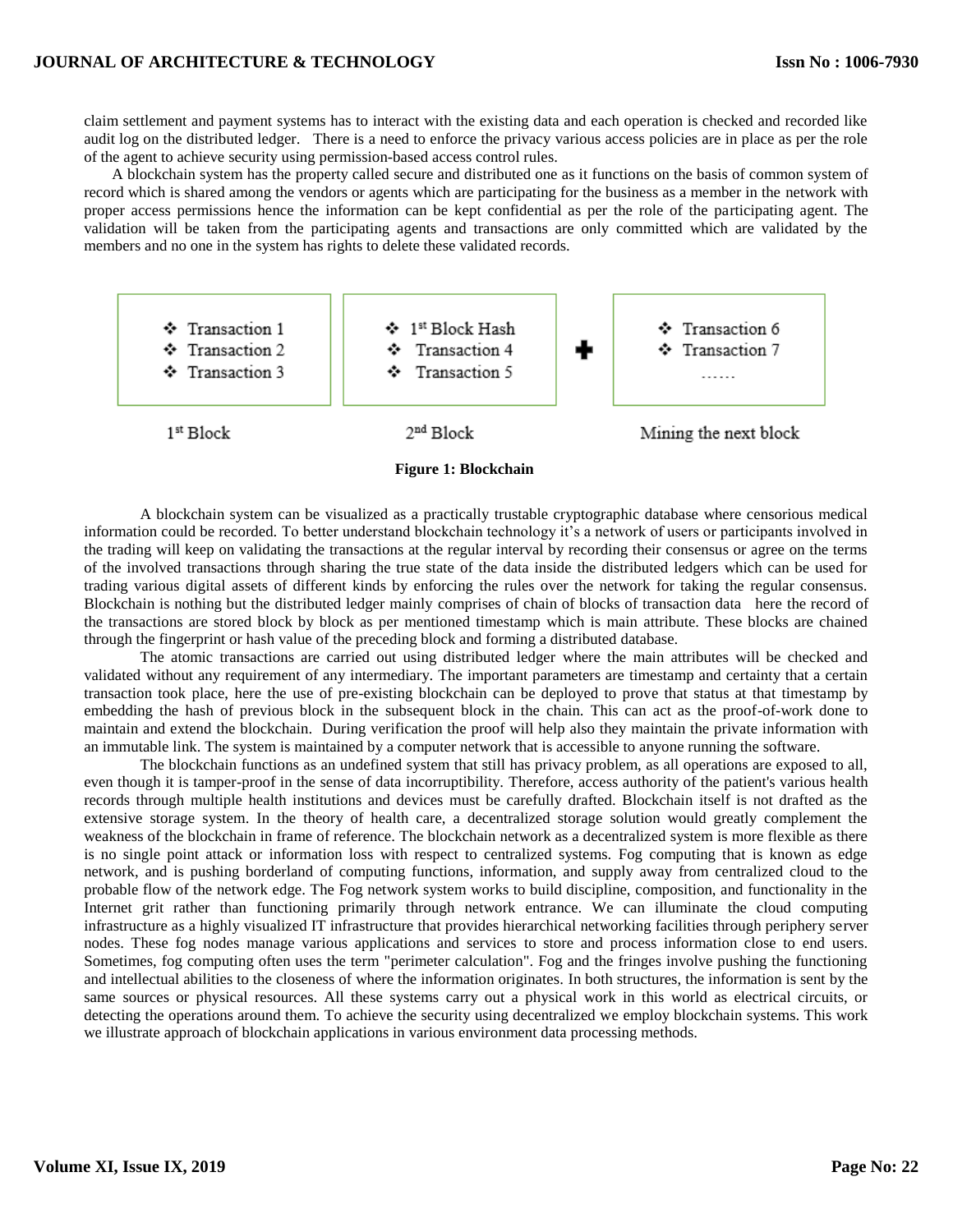claim settlement and payment systems has to interact with the existing data and each operation is checked and recorded like audit log on the distributed ledger. There is a need to enforce the privacy various access policies are in place as per the role of the agent to achieve security using permission-based access control rules.

A blockchain system has the property called secure and distributed one as it functions on the basis of common system of record which is shared among the vendors or agents which are participating for the business as a member in the network with proper access permissions hence the information can be kept confidential as per the role of the participating agent. The validation will be taken from the participating agents and transactions are only committed which are validated by the members and no one in the system has rights to delete these validated records.

| 1st Block | 2nd Block | | Mining the next block |
|---|---|---|---|
| ❖ Transaction 1<br>❖ Transaction 2<br>❖ Transaction 3 | ❖ 1st Block Hash<br>❖ Transaction 4<br>❖ Transaction 5 | + | ❖ Transaction 6<br>❖ Transaction 7<br>...... |

**Figure 1: Blockchain**

A blockchain system can be visualized as a practically trustable cryptographic database where censorious medical information could be recorded. To better understand blockchain technology it's a network of users or participants involved in the trading will keep on validating the transactions at the regular interval by recording their consensus or agree on the terms of the involved transactions through sharing the true state of the data inside the distributed ledgers which can be used for trading various digital assets of different kinds by enforcing the rules over the network for taking the regular consensus. Blockchain is nothing but the distributed ledger mainly comprises of chain of blocks of transaction data here the record of the transactions are stored block by block as per mentioned timestamp which is main attribute. These blocks are chained through the fingerprint or hash value of the preceding block and forming a distributed database.

The atomic transactions are carried out using distributed ledger where the main attributes will be checked and validated without any requirement of any intermediary. The important parameters are timestamp and certainty that a certain transaction took place, here the use of pre-existing blockchain can be deployed to prove that status at that timestamp by embedding the hash of previous block in the subsequent block in the chain. This can act as the proof-of-work done to maintain and extend the blockchain. During verification the proof will help also they maintain the private information with an immutable link. The system is maintained by a computer network that is accessible to anyone running the software.

The blockchain functions as an undefined system that still has privacy problem, as all operations are exposed to all, even though it is tamper-proof in the sense of data incorruptibility. Therefore, access authority of the patient's various health records through multiple health institutions and devices must be carefully drafted. Blockchain itself is not drafted as the extensive storage system. In the theory of health care, a decentralized storage solution would greatly complement the weakness of the blockchain in frame of reference. The blockchain network as a decentralized system is more flexible as there is no single point attack or information loss with respect to centralized systems. Fog computing that is known as edge network, and is pushing borderland of computing functions, information, and supply away from centralized cloud to the probable flow of the network edge. The Fog network system works to build discipline, composition, and functionality in the Internet grit rather than functioning primarily through network entrance. We can illuminate the cloud computing infrastructure as a highly visualized IT infrastructure that provides hierarchical networking facilities through periphery server nodes. These fog nodes manage various applications and services to store and process information close to end users. Sometimes, fog computing often uses the term "perimeter calculation". Fog and the fringes involve pushing the functioning and intellectual abilities to the closeness of where the information originates. In both structures, the information is sent by the same sources or physical resources. All these systems carry out a physical work in this world as electrical circuits, or detecting the operations around them. To achieve the security using decentralized we employ blockchain systems. This work we illustrate approach of blockchain applications in various environment data processing methods.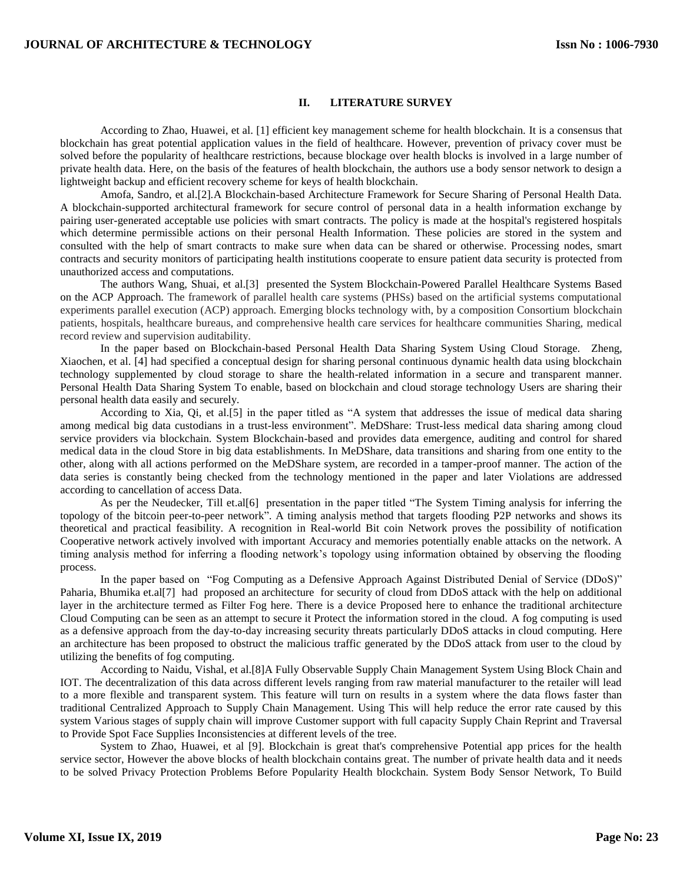## II. LITERATURE SURVEY

According to Zhao, Huawei, et al. [1] efficient key management scheme for health blockchain. It is a consensus that blockchain has great potential application values in the field of healthcare. However, prevention of privacy cover must be solved before the popularity of healthcare restrictions, because blockage over health blocks is involved in a large number of private health data. Here, on the basis of the features of health blockchain, the authors use a body sensor network to design a lightweight backup and efficient recovery scheme for keys of health blockchain.

Amofa, Sandro, et al.[2].A Blockchain-based Architecture Framework for Secure Sharing of Personal Health Data. A blockchain-supported architectural framework for secure control of personal data in a health information exchange by pairing user-generated acceptable use policies with smart contracts. The policy is made at the hospital's registered hospitals which determine permissible actions on their personal Health Information. These policies are stored in the system and consulted with the help of smart contracts to make sure when data can be shared or otherwise. Processing nodes, smart contracts and security monitors of participating health institutions cooperate to ensure patient data security is protected from unauthorized access and computations.

The authors Wang, Shuai, et al.[3] presented the System Blockchain-Powered Parallel Healthcare Systems Based on the ACP Approach. The framework of parallel health care systems (PHSs) based on the artificial systems computational experiments parallel execution (ACP) approach. Emerging blocks technology with, by a composition Consortium blockchain patients, hospitals, healthcare bureaus, and comprehensive health care services for healthcare communities Sharing, medical record review and supervision auditability.

In the paper based on Blockchain-based Personal Health Data Sharing System Using Cloud Storage. Zheng, Xiaochen, et al. [4] had specified a conceptual design for sharing personal continuous dynamic health data using blockchain technology supplemented by cloud storage to share the health-related information in a secure and transparent manner. Personal Health Data Sharing System To enable, based on blockchain and cloud storage technology Users are sharing their personal health data easily and securely.

According to Xia, Qi, et al.[5] in the paper titled as "A system that addresses the issue of medical data sharing among medical big data custodians in a trust-less environment". MeDShare: Trust-less medical data sharing among cloud service providers via blockchain. System Blockchain-based and provides data emergence, auditing and control for shared medical data in the cloud Store in big data establishments. In MeDShare, data transitions and sharing from one entity to the other, along with all actions performed on the MeDShare system, are recorded in a tamper-proof manner. The action of the data series is constantly being checked from the technology mentioned in the paper and later Violations are addressed according to cancellation of access Data.

As per the Neudecker, Till et.al[6] presentation in the paper titled "The System Timing analysis for inferring the topology of the bitcoin peer-to-peer network". A timing analysis method that targets flooding P2P networks and shows its theoretical and practical feasibility. A recognition in Real-world Bit coin Network proves the possibility of notification Cooperative network actively involved with important Accuracy and memories potentially enable attacks on the network. A timing analysis method for inferring a flooding network's topology using information obtained by observing the flooding process.

In the paper based on "Fog Computing as a Defensive Approach Against Distributed Denial of Service (DDoS)" Paharia, Bhumika et.al[7] had proposed an architecture for security of cloud from DDoS attack with the help on additional layer in the architecture termed as Filter Fog here. There is a device Proposed here to enhance the traditional architecture Cloud Computing can be seen as an attempt to secure it Protect the information stored in the cloud. A fog computing is used as a defensive approach from the day-to-day increasing security threats particularly DDoS attacks in cloud computing. Here an architecture has been proposed to obstruct the malicious traffic generated by the DDoS attack from user to the cloud by utilizing the benefits of fog computing.

According to Naidu, Vishal, et al.[8]A Fully Observable Supply Chain Management System Using Block Chain and IOT. The decentralization of this data across different levels ranging from raw material manufacturer to the retailer will lead to a more flexible and transparent system. This feature will turn on results in a system where the data flows faster than traditional Centralized Approach to Supply Chain Management. Using This will help reduce the error rate caused by this system Various stages of supply chain will improve Customer support with full capacity Supply Chain Reprint and Traversal to Provide Spot Face Supplies Inconsistencies at different levels of the tree.

System to Zhao, Huawei, et al [9]. Blockchain is great that's comprehensive Potential app prices for the health service sector, However the above blocks of health blockchain contains great. The number of private health data and it needs to be solved Privacy Protection Problems Before Popularity Health blockchain. System Body Sensor Network, To Build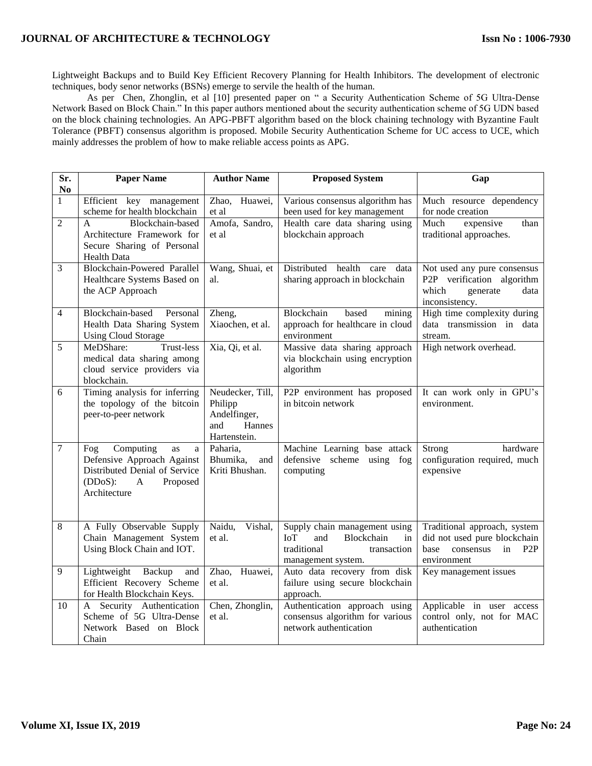Lightweight Backups and to Build Key Efficient Recovery Planning for Health Inhibitors. The development of electronic techniques, body senor networks (BSNs) emerge to servile the health of the human.

As per Chen, Zhonglin, et al [10] presented paper on " a Security Authentication Scheme of 5G Ultra-Dense Network Based on Block Chain." In this paper authors mentioned about the security authentication scheme of 5G UDN based on the block chaining technologies. An APG-PBFT algorithm based on the block chaining technology with Byzantine Fault Tolerance (PBFT) consensus algorithm is proposed. Mobile Security Authentication Scheme for UC access to UCE, which mainly addresses the problem of how to make reliable access points as APG.

| Sr. No | Paper Name | Author Name | Proposed System | Gap |
|---|---|---|---|---|
| 1 | Efficient key management scheme for health blockchain | Zhao, Huawei, et al | Various consensus algorithm has been used for key management | Much resource dependency for node creation |
| 2 | A Blockchain-based Architecture Framework for Secure Sharing of Personal Health Data | Amofa, Sandro, et al | Health care data sharing using blockchain approach | Much expensive than traditional approaches. |
| 3 | Blockchain-Powered Parallel Healthcare Systems Based on the ACP Approach | Wang, Shuai, et al. | Distributed health care data sharing approach in blockchain | Not used any pure consensus P2P verification algorithm which generate data inconsistency. |
| 4 | Blockchain-based Personal Health Data Sharing System Using Cloud Storage | Zheng, Xiaochen, et al. | Blockchain based mining approach for healthcare in cloud environment | High time complexity during data transmission in data stream. |
| 5 | MeDShare: Trust-less medical data sharing among cloud service providers via blockchain. | Xia, Qi, et al. | Massive data sharing approach via blockchain using encryption algorithm | High network overhead. |
| 6 | Timing analysis for inferring the topology of the bitcoin peer-to-peer network | Neudecker, Till, Philipp Andelfinger, and Hannes Hartenstein. | P2P environment has proposed in bitcoin network | It can work only in GPU's environment. |
| 7 | Fog Computing as a Defensive Approach Against Distributed Denial of Service (DDoS): A Proposed Architecture | Paharia, Bhumika, and Kriti Bhushan. | Machine Learning base attack defensive scheme using fog computing | Strong hardware configuration required, much expensive |
| 8 | A Fully Observable Supply Chain Management System Using Block Chain and IOT. | Naidu, Vishal, et al. | Supply chain management using IoT and Blockchain in traditional transaction management system. | Traditional approach, system did not used pure blockchain base consensus in P2P environment |
| 9 | Lightweight Backup and Efficient Recovery Scheme for Health Blockchain Keys. | Zhao, Huawei, et al. | Auto data recovery from disk failure using secure blockchain approach. | Key management issues |
| 10 | A Security Authentication Scheme of 5G Ultra-Dense Network Based on Block Chain | Chen, Zhonglin, et al. | Authentication approach using consensus algorithm for various network authentication | Applicable in user access control only, not for MAC authentication |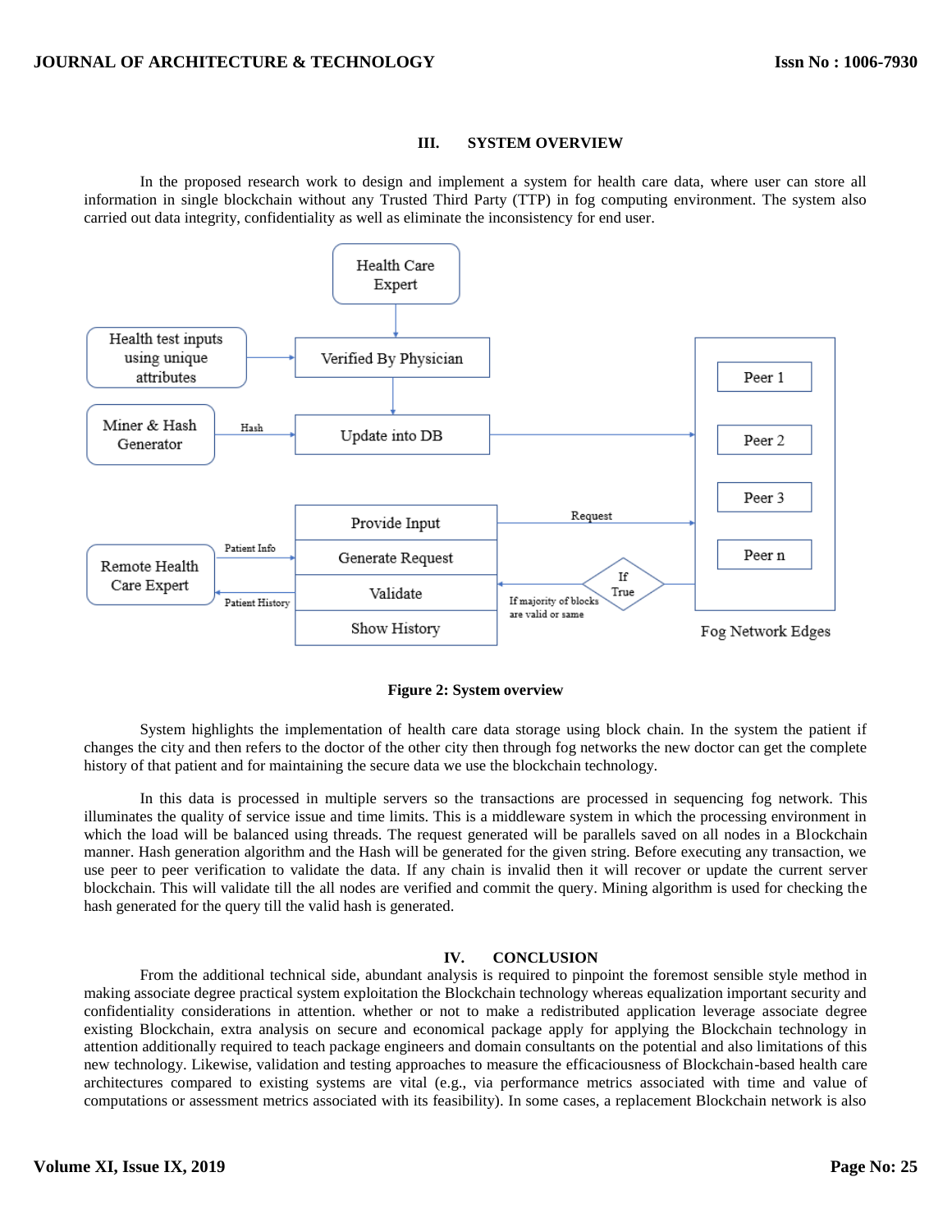## III. SYSTEM OVERVIEW

In the proposed research work to design and implement a system for health care data, where user can store all information in single blockchain without any Trusted Third Party (TTP) in fog computing environment. The system also carried out data integrity, confidentiality as well as eliminate the inconsistency for end user.

**Figure 2: System overview**

System highlights the implementation of health care data storage using block chain. In the system the patient if changes the city and then refers to the doctor of the other city then through fog networks the new doctor can get the complete history of that patient and for maintaining the secure data we use the blockchain technology.

In this data is processed in multiple servers so the transactions are processed in sequencing fog network. This illuminates the quality of service issue and time limits. This is a middleware system in which the processing environment in which the load will be balanced using threads. The request generated will be parallels saved on all nodes in a Blockchain manner. Hash generation algorithm and the Hash will be generated for the given string. Before executing any transaction, we use peer to peer verification to validate the data. If any chain is invalid then it will recover or update the current server blockchain. This will validate till the all nodes are verified and commit the query. Mining algorithm is used for checking the hash generated for the query till the valid hash is generated.

## IV. CONCLUSION

From the additional technical side, abundant analysis is required to pinpoint the foremost sensible style method in making associate degree practical system exploitation the Blockchain technology whereas equalization important security and confidentiality considerations in attention. whether or not to make a redistributed application leverage associate degree existing Blockchain, extra analysis on secure and economical package apply for applying the Blockchain technology in attention additionally required to teach package engineers and domain consultants on the potential and also limitations of this new technology. Likewise, validation and testing approaches to measure the efficaciousness of Blockchain-based health care architectures compared to existing systems are vital (e.g., via performance metrics associated with time and value of computations or assessment metrics associated with its feasibility). In some cases, a replacement Blockchain network is also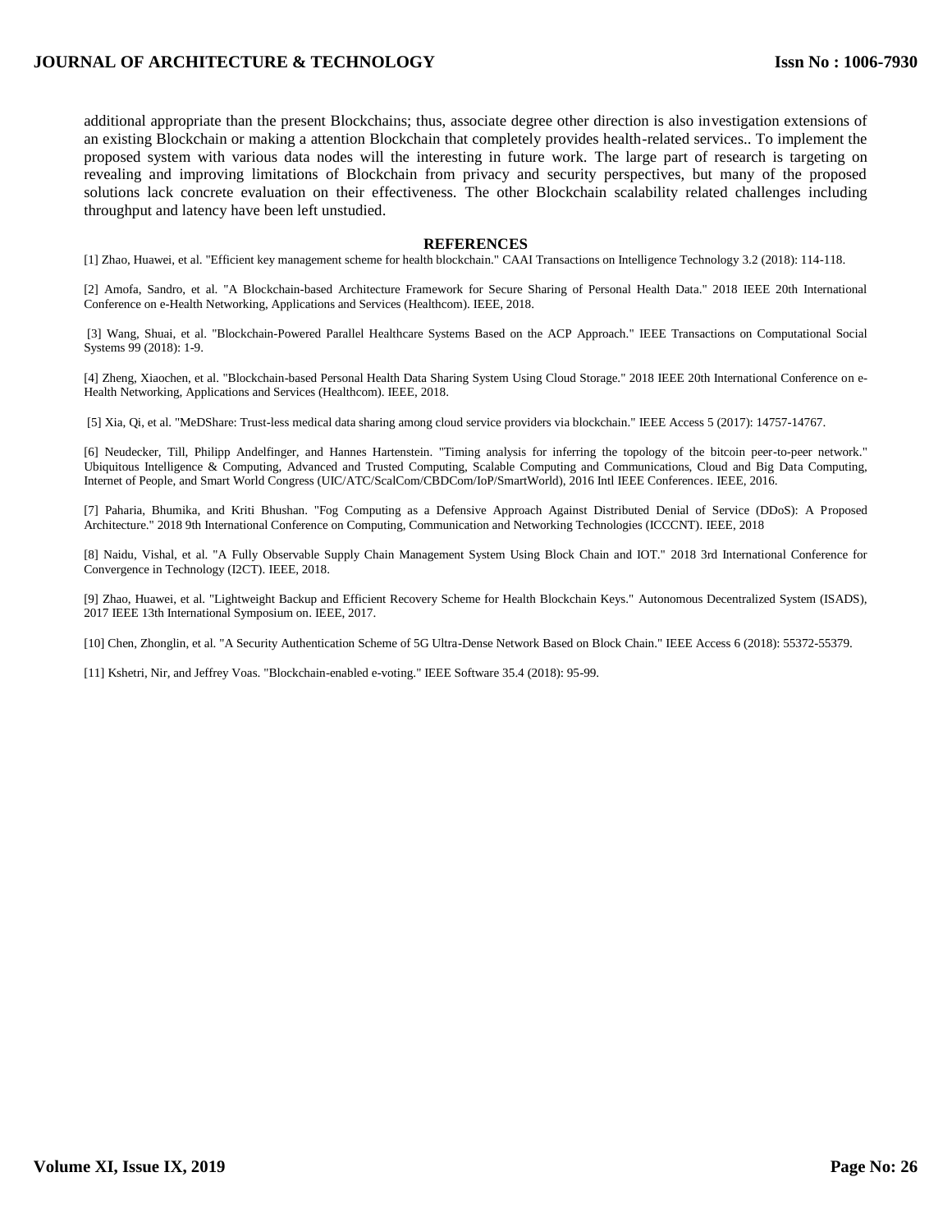additional appropriate than the present Blockchains; thus, associate degree other direction is also investigation extensions of an existing Blockchain or making a attention Blockchain that completely provides health-related services.. To implement the proposed system with various data nodes will the interesting in future work. The large part of research is targeting on revealing and improving limitations of Blockchain from privacy and security perspectives, but many of the proposed solutions lack concrete evaluation on their effectiveness. The other Blockchain scalability related challenges including throughput and latency have been left unstudied.

## REFERENCES

[1] Zhao, Huawei, et al. "Efficient key management scheme for health blockchain." CAAI Transactions on Intelligence Technology 3.2 (2018): 114-118.

[2] Amofa, Sandro, et al. "A Blockchain-based Architecture Framework for Secure Sharing of Personal Health Data." 2018 IEEE 20th International Conference on e-Health Networking, Applications and Services (Healthcom). IEEE, 2018.

[3] Wang, Shuai, et al. "Blockchain-Powered Parallel Healthcare Systems Based on the ACP Approach." IEEE Transactions on Computational Social Systems 99 (2018): 1-9.

[4] Zheng, Xiaochen, et al. "Blockchain-based Personal Health Data Sharing System Using Cloud Storage." 2018 IEEE 20th International Conference on e-Health Networking, Applications and Services (Healthcom). IEEE, 2018.

[5] Xia, Qi, et al. "MeDShare: Trust-less medical data sharing among cloud service providers via blockchain." IEEE Access 5 (2017): 14757-14767.

[6] Neudecker, Till, Philipp Andelfinger, and Hannes Hartenstein. "Timing analysis for inferring the topology of the bitcoin peer-to-peer network." Ubiquitous Intelligence & Computing, Advanced and Trusted Computing, Scalable Computing and Communications, Cloud and Big Data Computing, Internet of People, and Smart World Congress (UIC/ATC/ScalCom/CBDCom/IoP/SmartWorld), 2016 Intl IEEE Conferences. IEEE, 2016.

[7] Paharia, Bhumika, and Kriti Bhushan. "Fog Computing as a Defensive Approach Against Distributed Denial of Service (DDoS): A Proposed Architecture." 2018 9th International Conference on Computing, Communication and Networking Technologies (ICCCNT). IEEE, 2018

[8] Naidu, Vishal, et al. "A Fully Observable Supply Chain Management System Using Block Chain and IOT." 2018 3rd International Conference for Convergence in Technology (I2CT). IEEE, 2018.

[9] Zhao, Huawei, et al. "Lightweight Backup and Efficient Recovery Scheme for Health Blockchain Keys." Autonomous Decentralized System (ISADS), 2017 IEEE 13th International Symposium on. IEEE, 2017.

[10] Chen, Zhonglin, et al. "A Security Authentication Scheme of 5G Ultra-Dense Network Based on Block Chain." IEEE Access 6 (2018): 55372-55379.

[11] Kshetri, Nir, and Jeffrey Voas. "Blockchain-enabled e-voting." IEEE Software 35.4 (2018): 95-99.